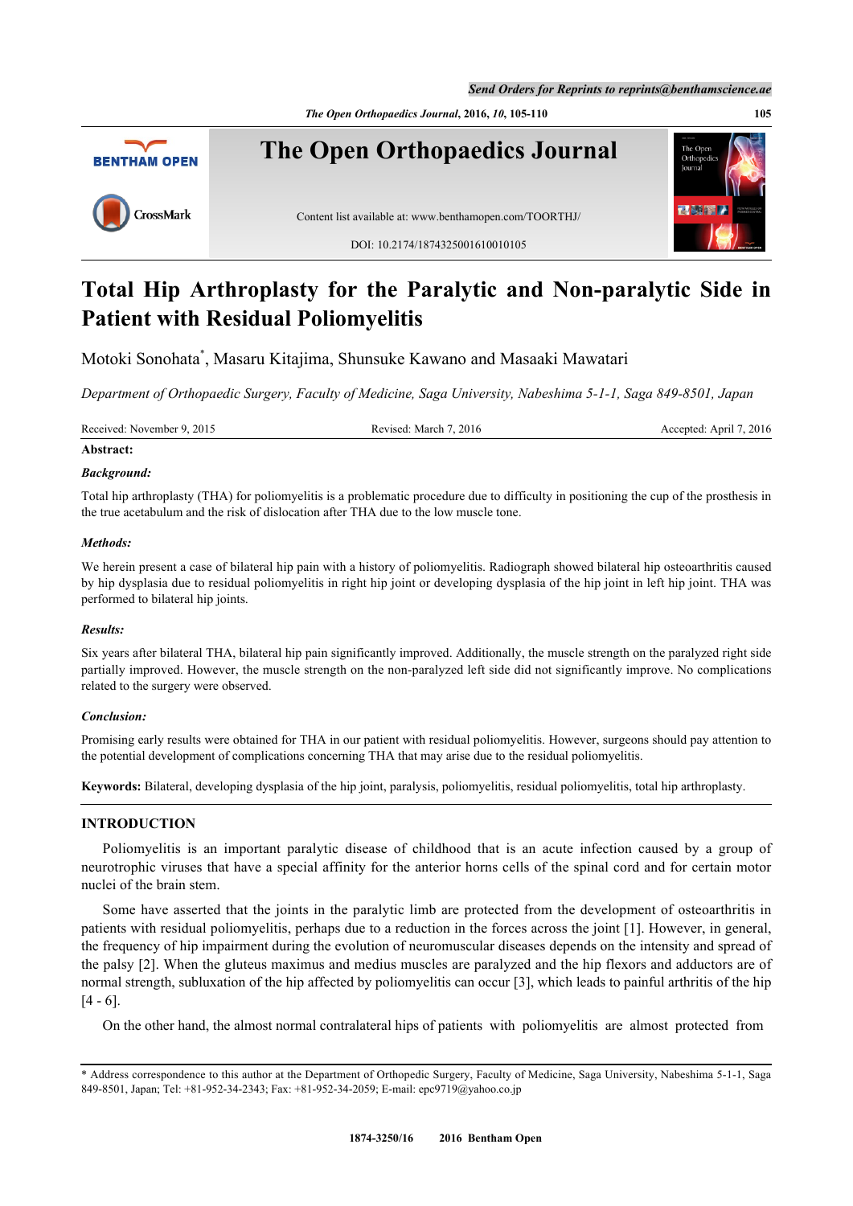# Total Hip Arthroplasty for the Paralytic and Non-paralytic Side in Patient with Residual Poliomyelitis

Motoki Sonohata*, Masaru Kitajima, Shunsuke Kawano and Masaaki Mawatari

*Department of Orthopaedic Surgery, Faculty of Medicine, Saga University, Nabeshima 5-1-1, Saga 849-8501, Japan*

Received: November 9, 2015 | Revised: March 7, 2016 | Accepted: April 7, 2016

**Abstract:**

***Background:***

Total hip arthroplasty (THA) for poliomyelitis is a problematic procedure due to difficulty in positioning the cup of the prosthesis in the true acetabulum and the risk of dislocation after THA due to the low muscle tone.

***Methods:***

We herein present a case of bilateral hip pain with a history of poliomyelitis. Radiograph showed bilateral hip osteoarthritis caused by hip dysplasia due to residual poliomyelitis in right hip joint or developing dysplasia of the hip joint in left hip joint. THA was performed to bilateral hip joints.

***Results:***

Six years after bilateral THA, bilateral hip pain significantly improved. Additionally, the muscle strength on the paralyzed right side partially improved. However, the muscle strength on the non-paralyzed left side did not significantly improve. No complications related to the surgery were observed.

***Conclusion:***

Promising early results were obtained for THA in our patient with residual poliomyelitis. However, surgeons should pay attention to the potential development of complications concerning THA that may arise due to the residual poliomyelitis.

**Keywords:** Bilateral, developing dysplasia of the hip joint, paralysis, poliomyelitis, residual poliomyelitis, total hip arthroplasty.

## INTRODUCTION

Poliomyelitis is an important paralytic disease of childhood that is an acute infection caused by a group of neurotrophic viruses that have a special affinity for the anterior horns cells of the spinal cord and for certain motor nuclei of the brain stem.

Some have asserted that the joints in the paralytic limb are protected from the development of osteoarthritis in patients with residual poliomyelitis, perhaps due to a reduction in the forces across the joint [1]. However, in general, the frequency of hip impairment during the evolution of neuromuscular diseases depends on the intensity and spread of the palsy [2]. When the gluteus maximus and medius muscles are paralyzed and the hip flexors and adductors are of normal strength, subluxation of the hip affected by poliomyelitis can occur [3], which leads to painful arthritis of the hip [4 - 6].

On the other hand, the almost normal contralateral hips of patients with poliomyelitis are almost protected from

* Address correspondence to this author at the Department of Orthopedic Surgery, Faculty of Medicine, Saga University, Nabeshima 5-1-1, Saga 849-8501, Japan; Tel: +81-952-34-2343; Fax: +81-952-34-2059; E-mail: epc9719@yahoo.co.jp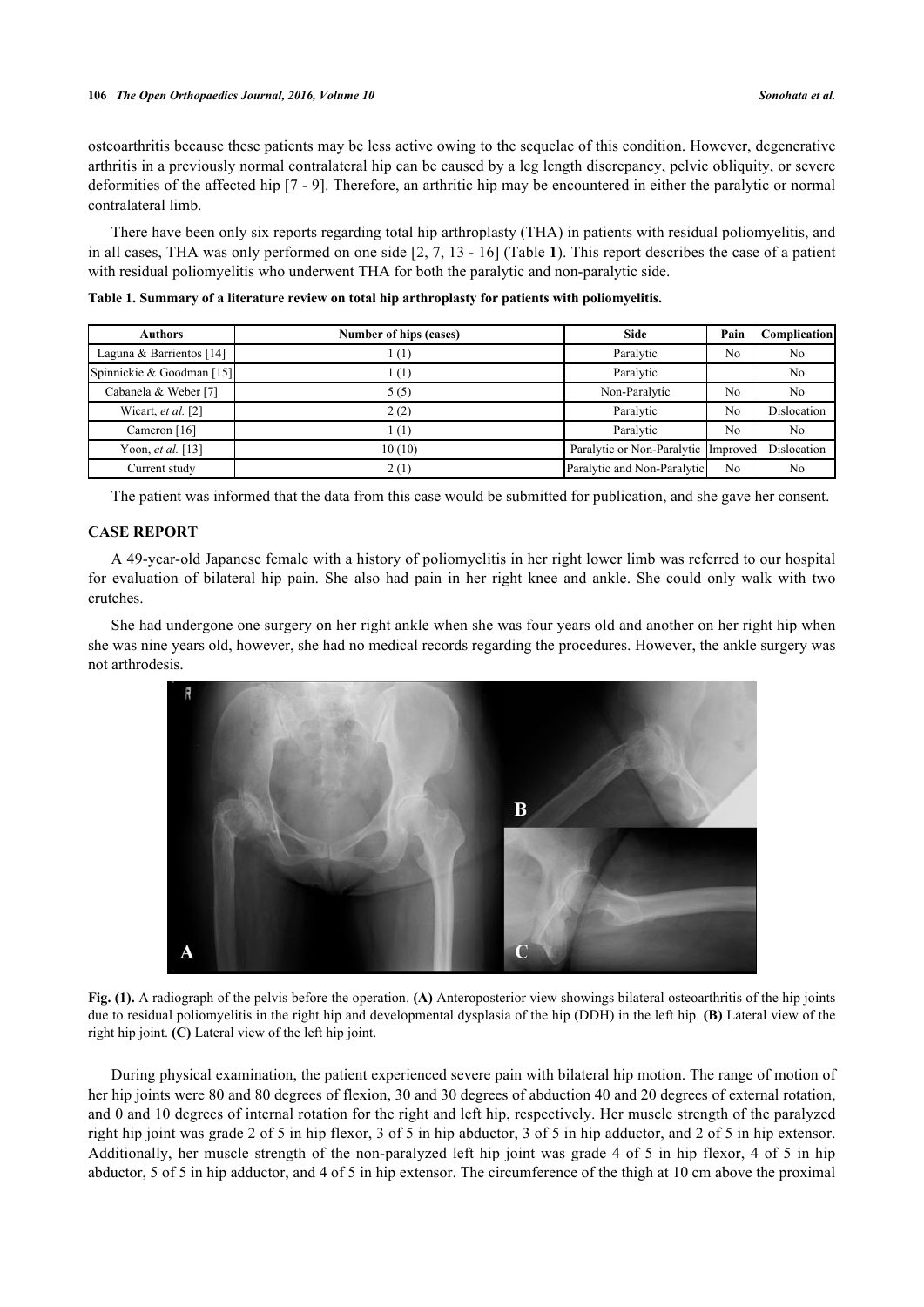osteoarthritis because these patients may be less active owing to the sequelae of this condition. However, degenerative arthritis in a previously normal contralateral hip can be caused by a leg length discrepancy, pelvic obliquity, or severe deformities of the affected hip [7 - 9]. Therefore, an arthritic hip may be encountered in either the paralytic or normal contralateral limb.

There have been only six reports regarding total hip arthroplasty (THA) in patients with residual poliomyelitis, and in all cases, THA was only performed on one side [2, 7, 13 - 16] (Table **1**). This report describes the case of a patient with residual poliomyelitis who underwent THA for both the paralytic and non-paralytic side.

**Table 1. Summary of a literature review on total hip arthroplasty for patients with poliomyelitis.**

| Authors | Number of hips (cases) | Side | Pain | Complication |
| --- | --- | --- | --- | --- |
| Laguna & Barrientos [14] | 1 (1) | Paralytic | No | No |
| Spinnickie & Goodman [15] | 1 (1) | Paralytic | | No |
| Cabanela & Weber [7] | 5 (5) | Non-Paralytic | No | No |
| Wicart, *et al.* [2] | 2 (2) | Paralytic | No | Dislocation |
| Cameron [16] | 1 (1) | Paralytic | No | No |
| Yoon, *et al.* [13] | 10 (10) | Paralytic or Non-Paralytic | Improved | Dislocation |
| Current study | 2 (1) | Paralytic and Non-Paralytic | No | No |

The patient was informed that the data from this case would be submitted for publication, and she gave her consent.

## CASE REPORT

A 49-year-old Japanese female with a history of poliomyelitis in her right lower limb was referred to our hospital for evaluation of bilateral hip pain. She also had pain in her right knee and ankle. She could only walk with two crutches.

She had undergone one surgery on her right ankle when she was four years old and another on her right hip when she was nine years old, however, she had no medical records regarding the procedures. However, the ankle surgery was not arthrodesis.

**Fig. (1).** A radiograph of the pelvis before the operation. **(A)** Anteroposterior view showings bilateral osteoarthritis of the hip joints due to residual poliomyelitis in the right hip and developmental dysplasia of the hip (DDH) in the left hip. **(B)** Lateral view of the right hip joint. **(C)** Lateral view of the left hip joint.

During physical examination, the patient experienced severe pain with bilateral hip motion. The range of motion of her hip joints were 80 and 80 degrees of flexion, 30 and 30 degrees of abduction 40 and 20 degrees of external rotation, and 0 and 10 degrees of internal rotation for the right and left hip, respectively. Her muscle strength of the paralyzed right hip joint was grade 2 of 5 in hip flexor, 3 of 5 in hip abductor, 3 of 5 in hip adductor, and 2 of 5 in hip extensor. Additionally, her muscle strength of the non-paralyzed left hip joint was grade 4 of 5 in hip flexor, 4 of 5 in hip abductor, 5 of 5 in hip adductor, and 4 of 5 in hip extensor. The circumference of the thigh at 10 cm above the proximal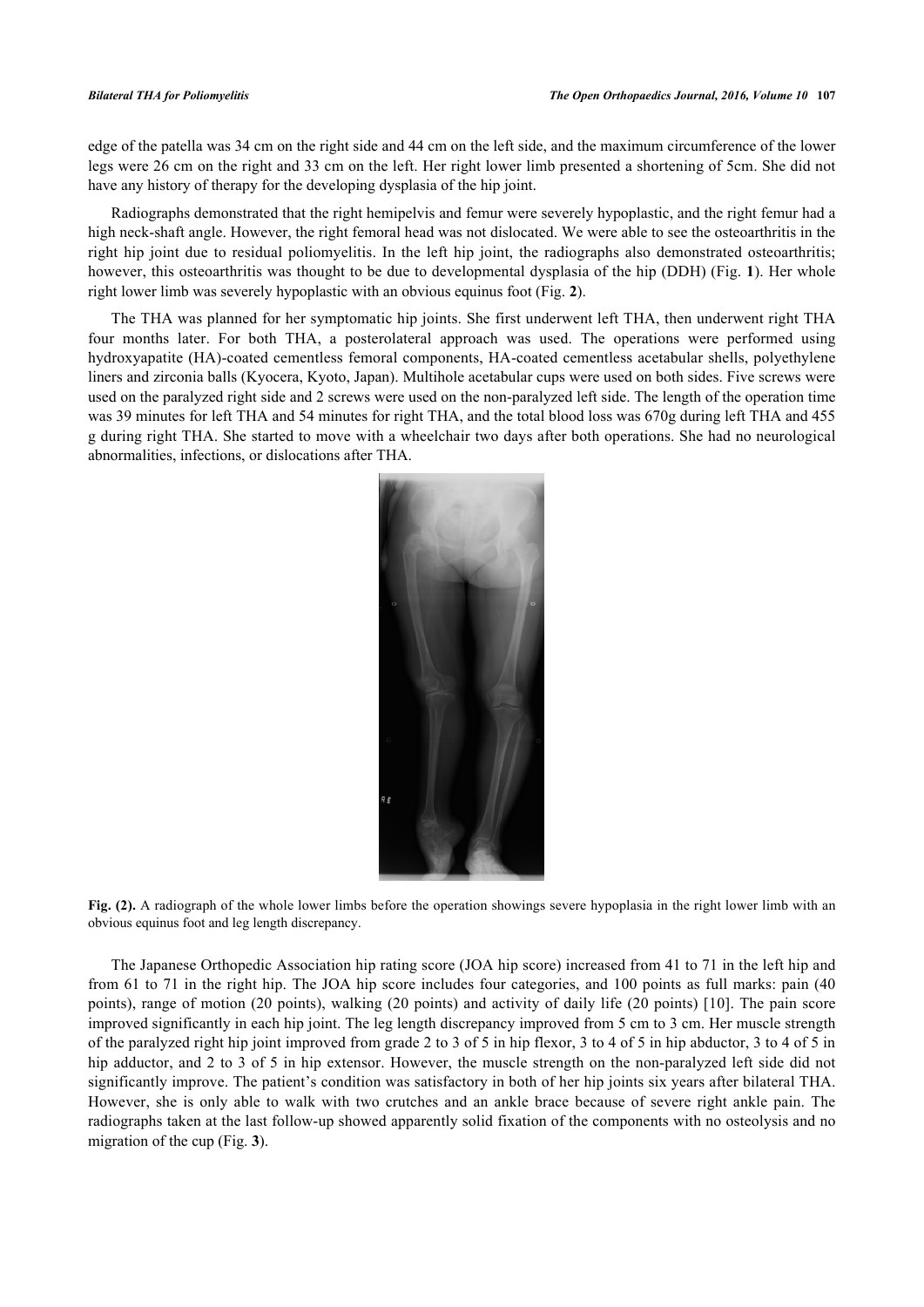edge of the patella was 34 cm on the right side and 44 cm on the left side, and the maximum circumference of the lower legs were 26 cm on the right and 33 cm on the left. Her right lower limb presented a shortening of 5cm. She did not have any history of therapy for the developing dysplasia of the hip joint.

Radiographs demonstrated that the right hemipelvis and femur were severely hypoplastic, and the right femur had a high neck-shaft angle. However, the right femoral head was not dislocated. We were able to see the osteoarthritis in the right hip joint due to residual poliomyelitis. In the left hip joint, the radiographs also demonstrated osteoarthritis; however, this osteoarthritis was thought to be due to developmental dysplasia of the hip (DDH) (Fig. **1**). Her whole right lower limb was severely hypoplastic with an obvious equinus foot (Fig. **2**).

The THA was planned for her symptomatic hip joints. She first underwent left THA, then underwent right THA four months later. For both THA, a posterolateral approach was used. The operations were performed using hydroxyapatite (HA)-coated cementless femoral components, HA-coated cementless acetabular shells, polyethylene liners and zirconia balls (Kyocera, Kyoto, Japan). Multihole acetabular cups were used on both sides. Five screws were used on the paralyzed right side and 2 screws were used on the non-paralyzed left side. The length of the operation time was 39 minutes for left THA and 54 minutes for right THA, and the total blood loss was 670g during left THA and 455 g during right THA. She started to move with a wheelchair two days after both operations. She had no neurological abnormalities, infections, or dislocations after THA.

**Fig. (2).** A radiograph of the whole lower limbs before the operation showings severe hypoplasia in the right lower limb with an obvious equinus foot and leg length discrepancy.

The Japanese Orthopedic Association hip rating score (JOA hip score) increased from 41 to 71 in the left hip and from 61 to 71 in the right hip. The JOA hip score includes four categories, and 100 points as full marks: pain (40 points), range of motion (20 points), walking (20 points) and activity of daily life (20 points) [10]. The pain score improved significantly in each hip joint. The leg length discrepancy improved from 5 cm to 3 cm. Her muscle strength of the paralyzed right hip joint improved from grade 2 to 3 of 5 in hip flexor, 3 to 4 of 5 in hip abductor, 3 to 4 of 5 in hip adductor, and 2 to 3 of 5 in hip extensor. However, the muscle strength on the non-paralyzed left side did not significantly improve. The patient's condition was satisfactory in both of her hip joints six years after bilateral THA. However, she is only able to walk with two crutches and an ankle brace because of severe right ankle pain. The radiographs taken at the last follow-up showed apparently solid fixation of the components with no osteolysis and no migration of the cup (Fig. **3**).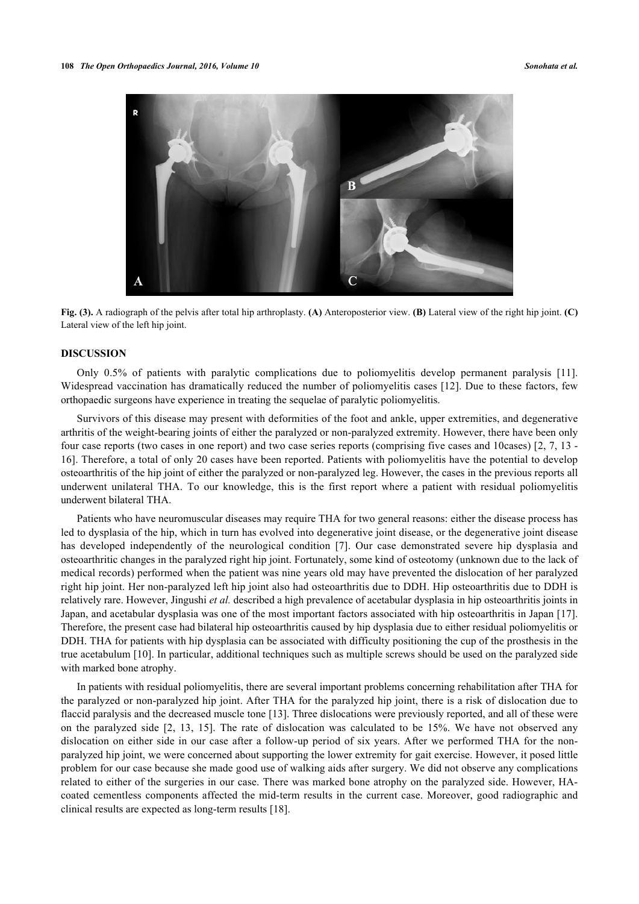**Fig. (3).** A radiograph of the pelvis after total hip arthroplasty. **(A)** Anteroposterior view. **(B)** Lateral view of the right hip joint. **(C)** Lateral view of the left hip joint.

## DISCUSSION

Only 0.5% of patients with paralytic complications due to poliomyelitis develop permanent paralysis [11]. Widespread vaccination has dramatically reduced the number of poliomyelitis cases [12]. Due to these factors, few orthopaedic surgeons have experience in treating the sequelae of paralytic poliomyelitis.

Survivors of this disease may present with deformities of the foot and ankle, upper extremities, and degenerative arthritis of the weight-bearing joints of either the paralyzed or non-paralyzed extremity. However, there have been only four case reports (two cases in one report) and two case series reports (comprising five cases and 10cases) [2, 7, 13 - 16]. Therefore, a total of only 20 cases have been reported. Patients with poliomyelitis have the potential to develop osteoarthritis of the hip joint of either the paralyzed or non-paralyzed leg. However, the cases in the previous reports all underwent unilateral THA. To our knowledge, this is the first report where a patient with residual poliomyelitis underwent bilateral THA.

Patients who have neuromuscular diseases may require THA for two general reasons: either the disease process has led to dysplasia of the hip, which in turn has evolved into degenerative joint disease, or the degenerative joint disease has developed independently of the neurological condition [7]. Our case demonstrated severe hip dysplasia and osteoarthritic changes in the paralyzed right hip joint. Fortunately, some kind of osteotomy (unknown due to the lack of medical records) performed when the patient was nine years old may have prevented the dislocation of her paralyzed right hip joint. Her non-paralyzed left hip joint also had osteoarthritis due to DDH. Hip osteoarthritis due to DDH is relatively rare. However, Jingushi *et al.* described a high prevalence of acetabular dysplasia in hip osteoarthritis joints in Japan, and acetabular dysplasia was one of the most important factors associated with hip osteoarthritis in Japan [17]. Therefore, the present case had bilateral hip osteoarthritis caused by hip dysplasia due to either residual poliomyelitis or DDH. THA for patients with hip dysplasia can be associated with difficulty positioning the cup of the prosthesis in the true acetabulum [10]. In particular, additional techniques such as multiple screws should be used on the paralyzed side with marked bone atrophy.

In patients with residual poliomyelitis, there are several important problems concerning rehabilitation after THA for the paralyzed or non-paralyzed hip joint. After THA for the paralyzed hip joint, there is a risk of dislocation due to flaccid paralysis and the decreased muscle tone [13]. Three dislocations were previously reported, and all of these were on the paralyzed side [2, 13, 15]. The rate of dislocation was calculated to be 15%. We have not observed any dislocation on either side in our case after a follow-up period of six years. After we performed THA for the non-paralyzed hip joint, we were concerned about supporting the lower extremity for gait exercise. However, it posed little problem for our case because she made good use of walking aids after surgery. We did not observe any complications related to either of the surgeries in our case. There was marked bone atrophy on the paralyzed side. However, HA-coated cementless components affected the mid-term results in the current case. Moreover, good radiographic and clinical results are expected as long-term results [18].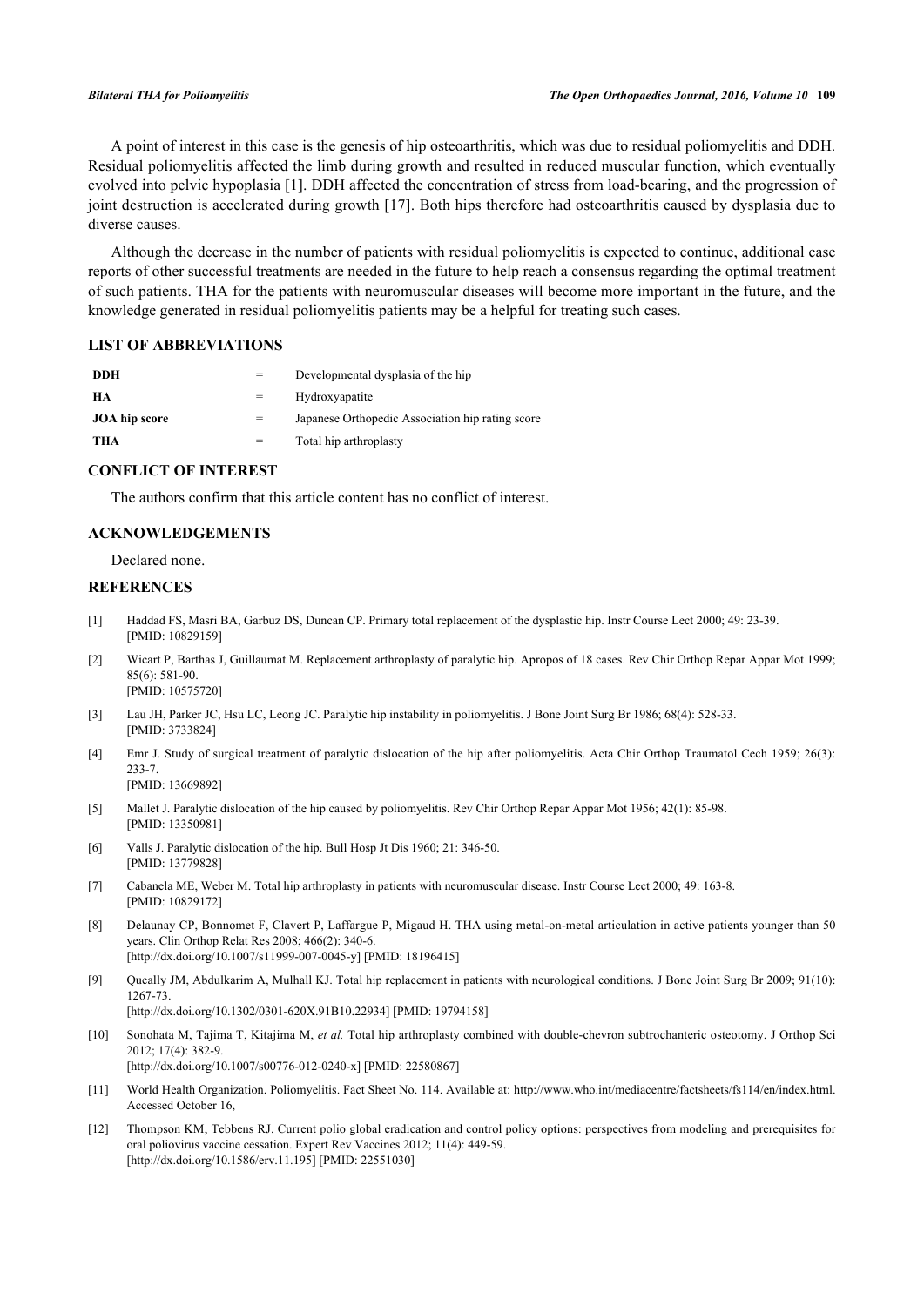A point of interest in this case is the genesis of hip osteoarthritis, which was due to residual poliomyelitis and DDH. Residual poliomyelitis affected the limb during growth and resulted in reduced muscular function, which eventually evolved into pelvic hypoplasia [1]. DDH affected the concentration of stress from load-bearing, and the progression of joint destruction is accelerated during growth [17]. Both hips therefore had osteoarthritis caused by dysplasia due to diverse causes.

Although the decrease in the number of patients with residual poliomyelitis is expected to continue, additional case reports of other successful treatments are needed in the future to help reach a consensus regarding the optimal treatment of such patients. THA for the patients with neuromuscular diseases will become more important in the future, and the knowledge generated in residual poliomyelitis patients may be a helpful for treating such cases.

## LIST OF ABBREVIATIONS

| | | |
|---|---|---|
| **DDH** | = | Developmental dysplasia of the hip |
| **HA** | = | Hydroxyapatite |
| **JOA hip score** | = | Japanese Orthopedic Association hip rating score |
| **THA** | = | Total hip arthroplasty |

## CONFLICT OF INTEREST

The authors confirm that this article content has no conflict of interest.

## ACKNOWLEDGEMENTS

Declared none.

## REFERENCES

[1] Haddad FS, Masri BA, Garbuz DS, Duncan CP. Primary total replacement of the dysplastic hip. Instr Course Lect 2000; 49: 23-39. [PMID: 10829159]

[2] Wicart P, Barthas J, Guillaumat M. Replacement arthroplasty of paralytic hip. Apropos of 18 cases. Rev Chir Orthop Repar Appar Mot 1999; 85(6): 581-90. [PMID: 10575720]

[3] Lau JH, Parker JC, Hsu LC, Leong JC. Paralytic hip instability in poliomyelitis. J Bone Joint Surg Br 1986; 68(4): 528-33. [PMID: 3733824]

[4] Emr J. Study of surgical treatment of paralytic dislocation of the hip after poliomyelitis. Acta Chir Orthop Traumatol Cech 1959; 26(3): 233-7. [PMID: 13669892]

[5] Mallet J. Paralytic dislocation of the hip caused by poliomyelitis. Rev Chir Orthop Repar Appar Mot 1956; 42(1): 85-98. [PMID: 13350981]

[6] Valls J. Paralytic dislocation of the hip. Bull Hosp Jt Dis 1960; 21: 346-50. [PMID: 13779828]

[7] Cabanela ME, Weber M. Total hip arthroplasty in patients with neuromuscular disease. Instr Course Lect 2000; 49: 163-8. [PMID: 10829172]

[8] Delaunay CP, Bonnomet F, Clavert P, Laffargue P, Migaud H. THA using metal-on-metal articulation in active patients younger than 50 years. Clin Orthop Relat Res 2008; 466(2): 340-6. [http://dx.doi.org/10.1007/s11999-007-0045-y] [PMID: 18196415]

[9] Queally JM, Abdulkarim A, Mulhall KJ. Total hip replacement in patients with neurological conditions. J Bone Joint Surg Br 2009; 91(10): 1267-73. [http://dx.doi.org/10.1302/0301-620X.91B10.22934] [PMID: 19794158]

[10] Sonohata M, Tajima T, Kitajima M, *et al.* Total hip arthroplasty combined with double-chevron subtrochanteric osteotomy. J Orthop Sci 2012; 17(4): 382-9. [http://dx.doi.org/10.1007/s00776-012-0240-x] [PMID: 22580867]

[11] World Health Organization. Poliomyelitis. Fact Sheet No. 114. Available at: http://www.who.int/mediacentre/factsheets/fs114/en/index.html. Accessed October 16,

[12] Thompson KM, Tebbens RJ. Current polio global eradication and control policy options: perspectives from modeling and prerequisites for oral poliovirus vaccine cessation. Expert Rev Vaccines 2012; 11(4): 449-59. [http://dx.doi.org/10.1586/erv.11.195] [PMID: 22551030]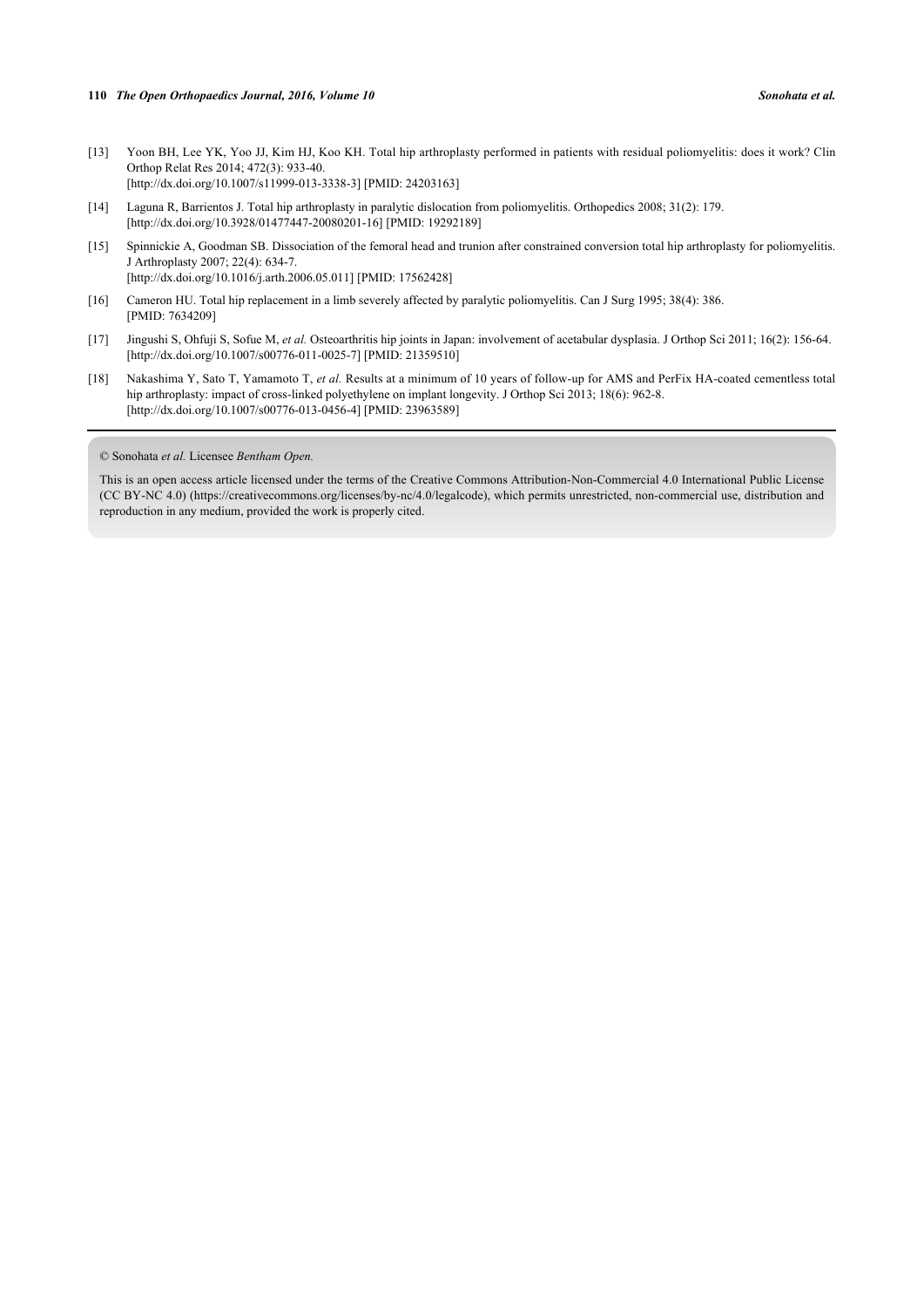[13] Yoon BH, Lee YK, Yoo JJ, Kim HJ, Koo KH. Total hip arthroplasty performed in patients with residual poliomyelitis: does it work? Clin Orthop Relat Res 2014; 472(3): 933-40.
[http://dx.doi.org/10.1007/s11999-013-3338-3] [PMID: 24203163]

[14] Laguna R, Barrientos J. Total hip arthroplasty in paralytic dislocation from poliomyelitis. Orthopedics 2008; 31(2): 179.
[http://dx.doi.org/10.3928/01477447-20080201-16] [PMID: 19292189]

[15] Spinnickie A, Goodman SB. Dissociation of the femoral head and trunion after constrained conversion total hip arthroplasty for poliomyelitis. J Arthroplasty 2007; 22(4): 634-7.
[http://dx.doi.org/10.1016/j.arth.2006.05.011] [PMID: 17562428]

[16] Cameron HU. Total hip replacement in a limb severely affected by paralytic poliomyelitis. Can J Surg 1995; 38(4): 386.
[PMID: 7634209]

[17] Jingushi S, Ohfuji S, Sofue M, *et al.* Osteoarthritis hip joints in Japan: involvement of acetabular dysplasia. J Orthop Sci 2011; 16(2): 156-64.
[http://dx.doi.org/10.1007/s00776-011-0025-7] [PMID: 21359510]

[18] Nakashima Y, Sato T, Yamamoto T, *et al.* Results at a minimum of 10 years of follow-up for AMS and PerFix HA-coated cementless total hip arthroplasty: impact of cross-linked polyethylene on implant longevity. J Orthop Sci 2013; 18(6): 962-8.
[http://dx.doi.org/10.1007/s00776-013-0456-4] [PMID: 23963589]

---

© Sonohata *et al.* Licensee *Bentham Open.*

This is an open access article licensed under the terms of the Creative Commons Attribution-Non-Commercial 4.0 International Public License (CC BY-NC 4.0) (https://creativecommons.org/licenses/by-nc/4.0/legalcode), which permits unrestricted, non-commercial use, distribution and reproduction in any medium, provided the work is properly cited.